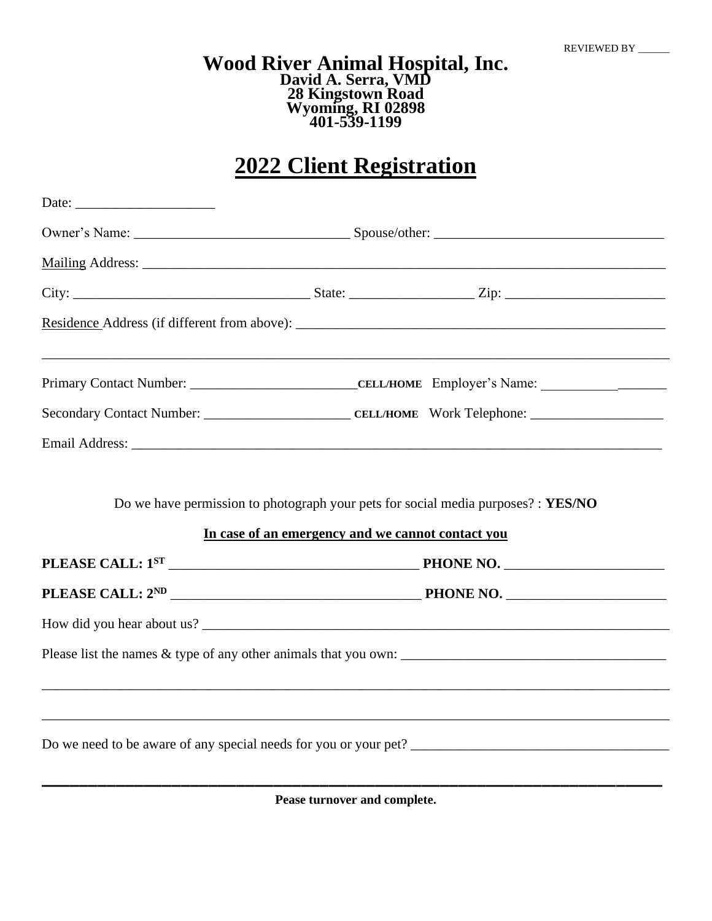REVIEWED BY ______

# Wood River Animal Hospital, Inc.

**David A. Serra, VMD**
**28 Kingstown Road**
**Wyoming, RI 02898**
**401-539-1199**

## 2022 Client Registration

Date: ____________________

Owner's Name: _______________________________ Spouse/other: _________________________________

Mailing Address: ______________________________________________________________________________

City: __________________________________ State: __________________ Zip: ________________________

Residence Address (if different from above): _______________________________________________________

_____________________________________________________________________________________________

Primary Contact Number: ________________________ **CELL/HOME** Employer's Name: ___________________

Secondary Contact Number: _____________________ **CELL/HOME** Work Telephone: ___________________

Email Address: ________________________________________________________________________________

Do we have permission to photograph your pets for social media purposes? : **YES/NO**

**In case of an emergency and we cannot contact you**

**PLEASE CALL: 1ST** ____________________________________ **PHONE NO.** _______________________

**PLEASE CALL: 2ND** ____________________________________ **PHONE NO.** _______________________

How did you hear about us? ____________________________________________________________________

Please list the names & type of any other animals that you own: _______________________________________

_____________________________________________________________________________________________

_____________________________________________________________________________________________

Do we need to be aware of any special needs for you or your pet? _____________________________________

_____________________________________________________________________________________________

**Pease turnover and complete.**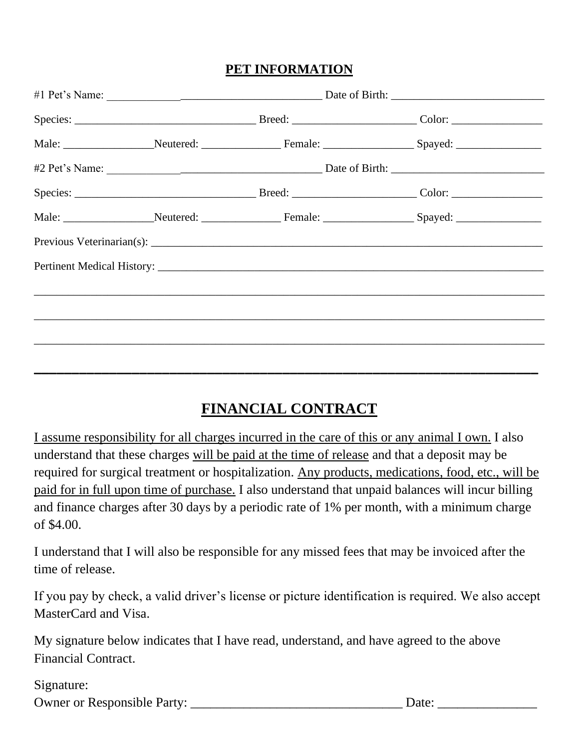## PET INFORMATION

#1 Pet's Name: ______________________________________ Date of Birth: ___________________________

Species: ________________________________ Breed: ______________________ Color: ________________

Male: ________________Neutered: ______________ Female: ________________ Spayed: _______________

#2 Pet's Name: ______________________________________ Date of Birth: ___________________________

Species: ________________________________ Breed: ______________________ Color: ________________

Male: ________________Neutered: ______________ Female: ________________ Spayed: _______________

Previous Veterinarian(s): ____________________________________________________________________

Pertinent Medical History: ___________________________________________________________________

_____________________________________________________________________________________

_____________________________________________________________________________________

_____________________________________________________________________________________

---

## FINANCIAL CONTRACT

I assume responsibility for all charges incurred in the care of this or any animal I own. I also understand that these charges will be paid at the time of release and that a deposit may be required for surgical treatment or hospitalization. Any products, medications, food, etc., will be paid for in full upon time of purchase. I also understand that unpaid balances will incur billing and finance charges after 30 days by a periodic rate of 1% per month, with a minimum charge of $4.00.

I understand that I will also be responsible for any missed fees that may be invoiced after the time of release.

If you pay by check, a valid driver's license or picture identification is required. We also accept MasterCard and Visa.

My signature below indicates that I have read, understand, and have agreed to the above Financial Contract.

Signature:
Owner or Responsible Party: _________________________________ Date: _______________